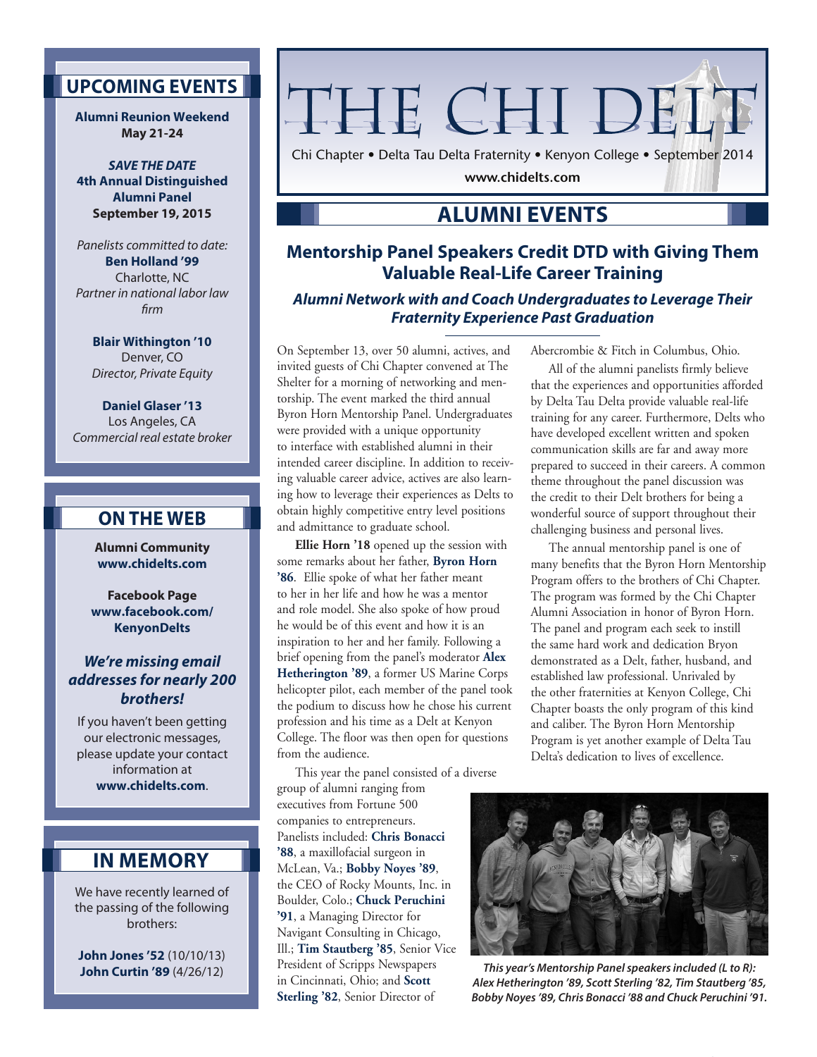# THE CHI DELT

Chi Chapter • Delta Tau Delta Fraternity • Kenyon College • September 2014

**www.chidelts.com**

## ALUMNI EVENTS

### Mentorship Panel Speakers Credit DTD with Giving Them Valuable Real-Life Career Training

***Alumni Network with and Coach Undergraduates to Leverage Their Fraternity Experience Past Graduation***

On September 13, over 50 alumni, actives, and invited guests of Chi Chapter convened at The Shelter for a morning of networking and mentorship. The event marked the third annual Byron Horn Mentorship Panel. Undergraduates were provided with a unique opportunity to interface with established alumni in their intended career discipline. In addition to receiving valuable career advice, actives are also learning how to leverage their experiences as Delts to obtain highly competitive entry level positions and admittance to graduate school.

**Ellie Horn '18** opened up the session with some remarks about her father, **Byron Horn '86**. Ellie spoke of what her father meant to her in her life and how he was a mentor and role model. She also spoke of how proud he would be of this event and how it is an inspiration to her and her family. Following a brief opening from the panel's moderator **Alex Hetherington '89**, a former US Marine Corps helicopter pilot, each member of the panel took the podium to discuss how he chose his current profession and his time as a Delt at Kenyon College. The floor was then open for questions from the audience.

This year the panel consisted of a diverse group of alumni ranging from executives from Fortune 500 companies to entrepreneurs. Panelists included: **Chris Bonacci '88**, a maxillofacial surgeon in McLean, Va.; **Bobby Noyes '89**, the CEO of Rocky Mounts, Inc. in Boulder, Colo.; **Chuck Peruchini '91**, a Managing Director for Navigant Consulting in Chicago, Ill.; **Tim Stautberg '85**, Senior Vice President of Scripps Newspapers in Cincinnati, Ohio; and **Scott Sterling '82**, Senior Director of Abercrombie & Fitch in Columbus, Ohio.

All of the alumni panelists firmly believe that the experiences and opportunities afforded by Delta Tau Delta provide valuable real-life training for any career. Furthermore, Delts who have developed excellent written and spoken communication skills are far and away more prepared to succeed in their careers. A common theme throughout the panel discussion was the credit to their Delt brothers for being a wonderful source of support throughout their challenging business and personal lives.

The annual mentorship panel is one of many benefits that the Byron Horn Mentorship Program offers to the brothers of Chi Chapter. The program was formed by the Chi Chapter Alumni Association in honor of Byron Horn. The panel and program each seek to instill the same hard work and dedication Bryon demonstrated as a Delt, father, husband, and established law professional. Unrivaled by the other fraternities at Kenyon College, Chi Chapter boasts the only program of this kind and caliber. The Byron Horn Mentorship Program is yet another example of Delta Tau Delta's dedication to lives of excellence.

***This year's Mentorship Panel speakers included (L to R): Alex Hetherington '89, Scott Sterling '82, Tim Stautberg '85, Bobby Noyes '89, Chris Bonacci '88 and Chuck Peruchini '91.***

## UPCOMING EVENTS

**Alumni Reunion Weekend**
**May 21-24**

***SAVE THE DATE***
**4th Annual Distinguished Alumni Panel**
**September 19, 2015**

*Panelists committed to date:*

**Ben Holland '99**
Charlotte, NC
*Partner in national labor law firm*

**Blair Withington '10**
Denver, CO
*Director, Private Equity*

**Daniel Glaser '13**
Los Angeles, CA
*Commercial real estate broker*

## ON THE WEB

**Alumni Community**
**www.chidelts.com**

**Facebook Page**
**www.facebook.com/KenyonDelts**

***We're missing email addresses for nearly 200 brothers!***

If you haven't been getting our electronic messages, please update your contact information at **www.chidelts.com**.

## IN MEMORY

We have recently learned of the passing of the following brothers:

**John Jones '52** (10/10/13)
**John Curtin '89** (4/26/12)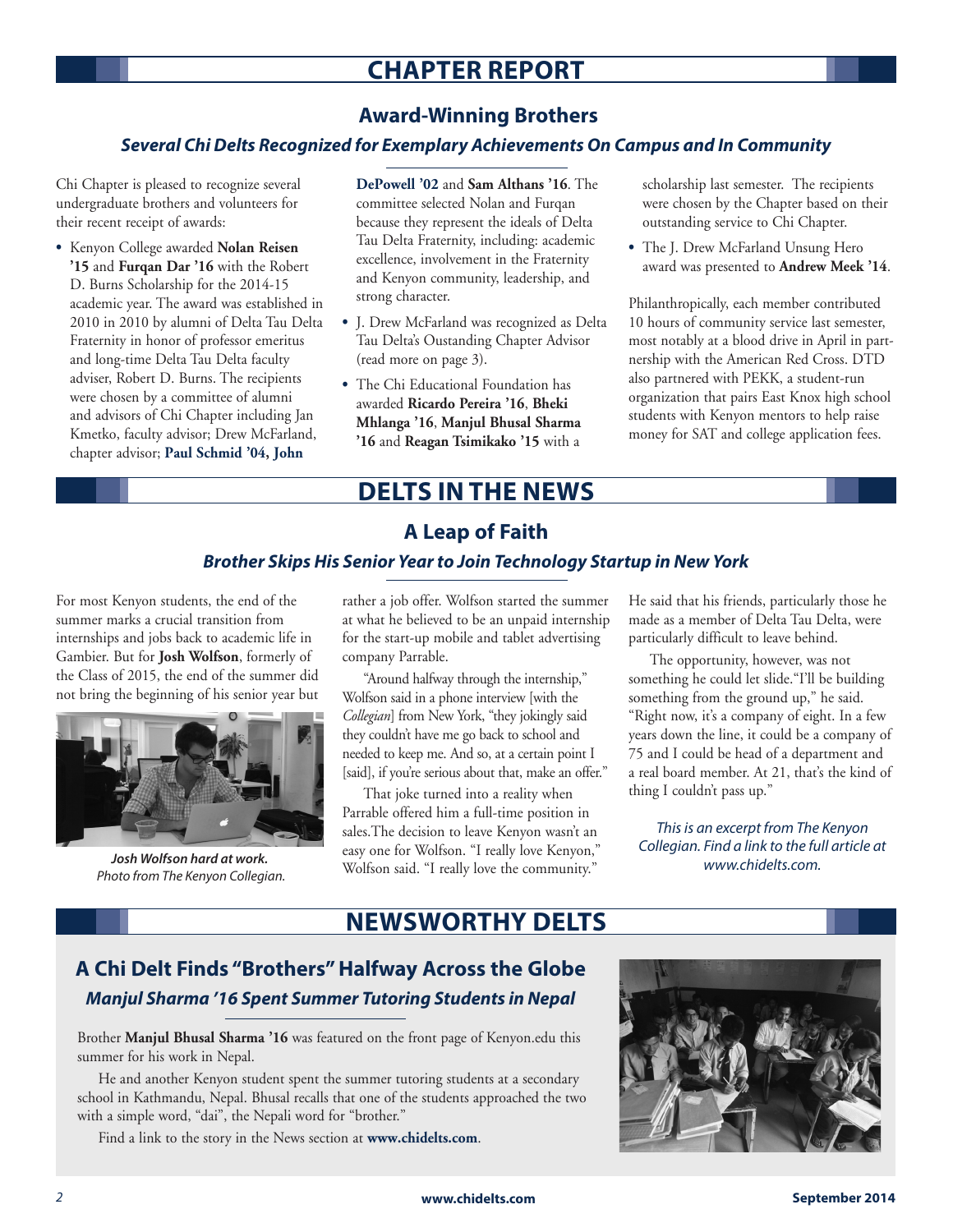# CHAPTER REPORT

## Award-Winning Brothers

### *Several Chi Delts Recognized for Exemplary Achievements On Campus and In Community*

Chi Chapter is pleased to recognize several undergraduate brothers and volunteers for their recent receipt of awards:

- Kenyon College awarded **Nolan Reisen '15** and **Furqan Dar '16** with the Robert D. Burns Scholarship for the 2014-15 academic year. The award was established in 2010 in 2010 by alumni of Delta Tau Delta Fraternity in honor of professor emeritus and long-time Delta Tau Delta faculty adviser, Robert D. Burns. The recipients were chosen by a committee of alumni and advisors of Chi Chapter including Jan Kmetko, faculty advisor; Drew McFarland, chapter advisor; **Paul Schmid '04, John DePowell '02** and **Sam Althans '16**. The committee selected Nolan and Furqan because they represent the ideals of Delta Tau Delta Fraternity, including: academic excellence, involvement in the Fraternity and Kenyon community, leadership, and strong character.
- J. Drew McFarland was recognized as Delta Tau Delta's Oustanding Chapter Advisor (read more on page 3).
- The Chi Educational Foundation has awarded **Ricardo Pereira '16**, **Bheki Mhlanga '16**, **Manjul Bhusal Sharma '16** and **Reagan Tsimikako '15** with a scholarship last semester. The recipients were chosen by the Chapter based on their outstanding service to Chi Chapter.
- The J. Drew McFarland Unsung Hero award was presented to **Andrew Meek '14**.

Philanthropically, each member contributed 10 hours of community service last semester, most notably at a blood drive in April in partnership with the American Red Cross. DTD also partnered with PEKK, a student-run organization that pairs East Knox high school students with Kenyon mentors to help raise money for SAT and college application fees.

# DELTS IN THE NEWS

## A Leap of Faith

### *Brother Skips His Senior Year to Join Technology Startup in New York*

For most Kenyon students, the end of the summer marks a crucial transition from internships and jobs back to academic life in Gambier. But for **Josh Wolfson**, formerly of the Class of 2015, the end of the summer did not bring the beginning of his senior year but rather a job offer. Wolfson started the summer at what he believed to be an unpaid internship for the start-up mobile and tablet advertising company Parrable.

***Josh Wolfson hard at work.***
*Photo from The Kenyon Collegian.*

"Around halfway through the internship," Wolfson said in a phone interview [with the *Collegian*] from New York, "they jokingly said they couldn't have me go back to school and needed to keep me. And so, at a certain point I [said], if you're serious about that, make an offer."

That joke turned into a reality when Parrable offered him a full-time position in sales. The decision to leave Kenyon wasn't an easy one for Wolfson. "I really love Kenyon," Wolfson said. "I really love the community." He said that his friends, particularly those he made as a member of Delta Tau Delta, were particularly difficult to leave behind.

The opportunity, however, was not something he could let slide. "I'll be building something from the ground up," he said. "Right now, it's a company of eight. In a few years down the line, it could be a company of 75 and I could be head of a department and a real board member. At 21, that's the kind of thing I couldn't pass up."

*This is an excerpt from The Kenyon Collegian. Find a link to the full article at www.chidelts.com.*

# NEWSWORTHY DELTS

## A Chi Delt Finds "Brothers" Halfway Across the Globe

### *Manjul Sharma '16 Spent Summer Tutoring Students in Nepal*

Brother **Manjul Bhusal Sharma '16** was featured on the front page of Kenyon.edu this summer for his work in Nepal.

He and another Kenyon student spent the summer tutoring students at a secondary school in Kathmandu, Nepal. Bhusal recalls that one of the students approached the two with a simple word, "dai", the Nepali word for "brother."

Find a link to the story in the News section at **www.chidelts.com**.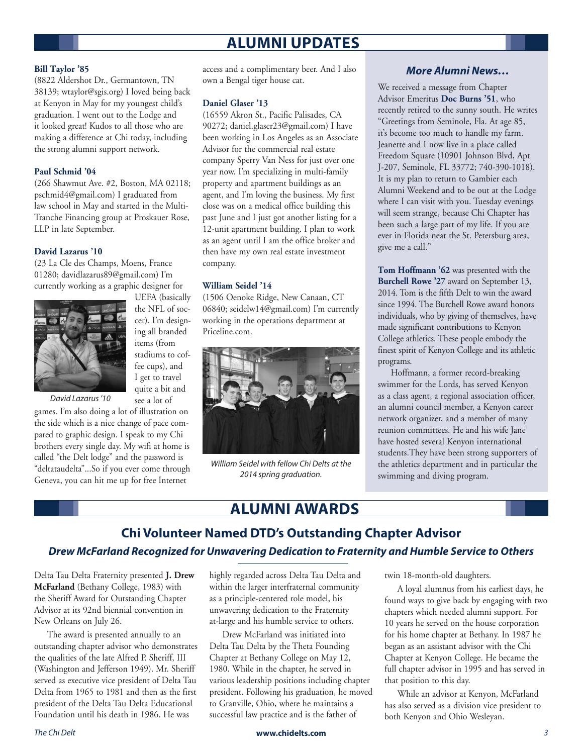# ALUMNI UPDATES

**Bill Taylor '85**

(8822 Aldershot Dr., Germantown, TN 38139; wtaylor@sgis.org) I loved being back at Kenyon in May for my youngest child's graduation. I went out to the Lodge and it looked great! Kudos to all those who are making a difference at Chi today, including the strong alumni support network.

**Paul Schmid '04**

(266 Shawmut Ave. #2, Boston, MA 02118; pschmid4@gmail.com) I graduated from law school in May and started in the Multi-Tranche Financing group at Proskauer Rose, LLP in late September.

**David Lazarus '10**

(23 La Cle des Champs, Moens, France 01280; davidlazarus89@gmail.com) I'm currently working as a graphic designer for UEFA (basically the NFL of soccer). I'm designing all branded items (from stadiums to coffee cups), and I get to travel quite a bit and see a lot of games. I'm also doing a lot of illustration on the side which is a nice change of pace compared to graphic design. I speak to my Chi brothers every single day. My wifi at home is called "the Delt lodge" and the password is "deltataudelta"...So if you ever come through Geneva, you can hit me up for free Internet access and a complimentary beer. And I also own a Bengal tiger house cat.

*David Lazarus '10*

**Daniel Glaser '13**

(16559 Akron St., Pacific Palisades, CA 90272; daniel.glaser23@gmail.com) I have been working in Los Angeles as an Associate Advisor for the commercial real estate company Sperry Van Ness for just over one year now. I'm specializing in multi-family property and apartment buildings as an agent, and I'm loving the business. My first close was on a medical office building this past June and I just got another listing for a 12-unit apartment building. I plan to work as an agent until I am the office broker and then have my own real estate investment company.

**William Seidel '14**

(1506 Oenoke Ridge, New Canaan, CT 06840; seidelw14@gmail.com) I'm currently working in the operations department at Priceline.com.

*William Seidel with fellow Chi Delts at the 2014 spring graduation.*

### *More Alumni News…*

We received a message from Chapter Advisor Emeritus **Doc Burns '51**, who recently retired to the sunny south. He writes "Greetings from Seminole, Fla. At age 85, it's become too much to handle my farm. Jeanette and I now live in a place called Freedom Square (10901 Johnson Blvd, Apt J-207, Seminole, FL 33772; 740-390-1018). It is my plan to return to Gambier each Alumni Weekend and to be out at the Lodge where I can visit with you. Tuesday evenings will seem strange, because Chi Chapter has been such a large part of my life. If you are ever in Florida near the St. Petersburg area, give me a call."

**Tom Hoffmann '62** was presented with the **Burchell Rowe '27** award on September 13, 2014. Tom is the fifth Delt to win the award since 1994. The Burchell Rowe award honors individuals, who by giving of themselves, have made significant contributions to Kenyon College athletics. These people embody the finest spirit of Kenyon College and its athletic programs.

Hoffmann, a former record-breaking swimmer for the Lords, has served Kenyon as a class agent, a regional association officer, an alumni council member, a Kenyon career network organizer, and a member of many reunion committees. He and his wife Jane have hosted several Kenyon international students.They have been strong supporters of the athletics department and in particular the swimming and diving program.

# ALUMNI AWARDS

## Chi Volunteer Named DTD's Outstanding Chapter Advisor

### *Drew McFarland Recognized for Unwavering Dedication to Fraternity and Humble Service to Others*

Delta Tau Delta Fraternity presented **J. Drew McFarland** (Bethany College, 1983) with the Sheriff Award for Outstanding Chapter Advisor at its 92nd biennial convention in New Orleans on July 26.

The award is presented annually to an outstanding chapter advisor who demonstrates the qualities of the late Alfred P. Sheriff, III (Washington and Jefferson 1949). Mr. Sheriff served as executive vice president of Delta Tau Delta from 1965 to 1981 and then as the first president of the Delta Tau Delta Educational Foundation until his death in 1986. He was highly regarded across Delta Tau Delta and within the larger interfraternal community as a principle-centered role model, his unwavering dedication to the Fraternity at-large and his humble service to others.

Drew McFarland was initiated into Delta Tau Delta by the Theta Founding Chapter at Bethany College on May 12, 1980. While in the chapter, he served in various leadership positions including chapter president. Following his graduation, he moved to Granville, Ohio, where he maintains a successful law practice and is the father of twin 18-month-old daughters.

A loyal alumnus from his earliest days, he found ways to give back by engaging with two chapters which needed alumni support. For 10 years he served on the house corporation for his home chapter at Bethany. In 1987 he began as an assistant advisor with the Chi Chapter at Kenyon College. He became the full chapter advisor in 1995 and has served in that position to this day.

While an advisor at Kenyon, McFarland has also served as a division vice president to both Kenyon and Ohio Wesleyan.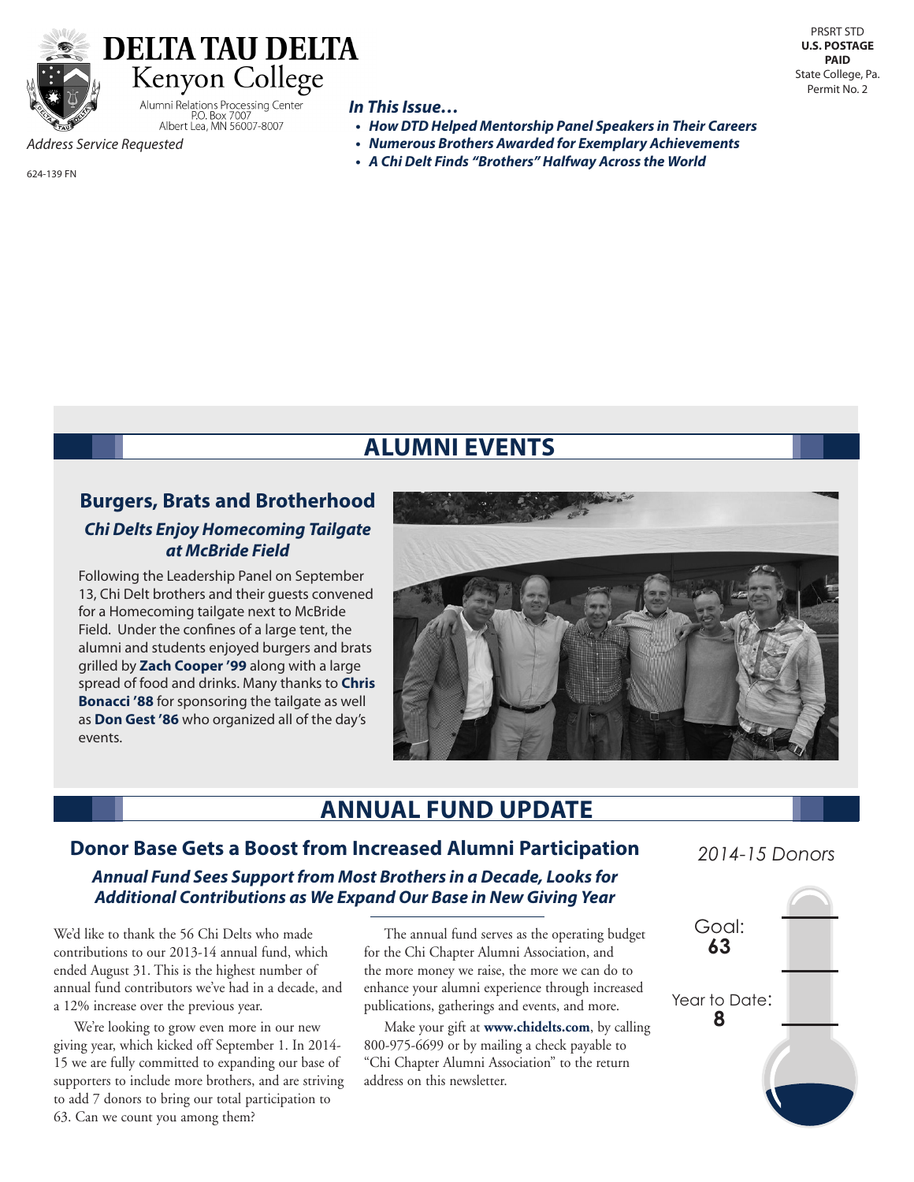# DELTA TAU DELTA
Kenyon College

Alumni Relations Processing Center
P.O. Box 7007
Albert Lea, MN 56007-8007

*Address Service Requested*

624-139 FN

PRSRT STD
**U.S. POSTAGE PAID**
State College, Pa.
Permit No. 2

***In This Issue…***

- ***How DTD Helped Mentorship Panel Speakers in Their Careers***
- ***Numerous Brothers Awarded for Exemplary Achievements***
- ***A Chi Delt Finds "Brothers" Halfway Across the World***

## ALUMNI EVENTS

### Burgers, Brats and Brotherhood

***Chi Delts Enjoy Homecoming Tailgate at McBride Field***

Following the Leadership Panel on September 13, Chi Delt brothers and their guests convened for a Homecoming tailgate next to McBride Field. Under the confines of a large tent, the alumni and students enjoyed burgers and brats grilled by **Zach Cooper '99** along with a large spread of food and drinks. Many thanks to **Chris Bonacci '88** for sponsoring the tailgate as well as **Don Gest '86** who organized all of the day's events.

## ANNUAL FUND UPDATE

### Donor Base Gets a Boost from Increased Alumni Participation

***Annual Fund Sees Support from Most Brothers in a Decade, Looks for Additional Contributions as We Expand Our Base in New Giving Year***

We'd like to thank the 56 Chi Delts who made contributions to our 2013-14 annual fund, which ended August 31. This is the highest number of annual fund contributors we've had in a decade, and a 12% increase over the previous year.

We're looking to grow even more in our new giving year, which kicked off September 1. In 2014-15 we are fully committed to expanding our base of supporters to include more brothers, and are striving to add 7 donors to bring our total participation to 63. Can we count you among them?

The annual fund serves as the operating budget for the Chi Chapter Alumni Association, and the more money we raise, the more we can do to enhance your alumni experience through increased publications, gatherings and events, and more.

Make your gift at **www.chidelts.com**, by calling 800-975-6699 or by mailing a check payable to "Chi Chapter Alumni Association" to the return address on this newsletter.

*2014-15 Donors*

Goal:
**63**

Year to Date:
**8**